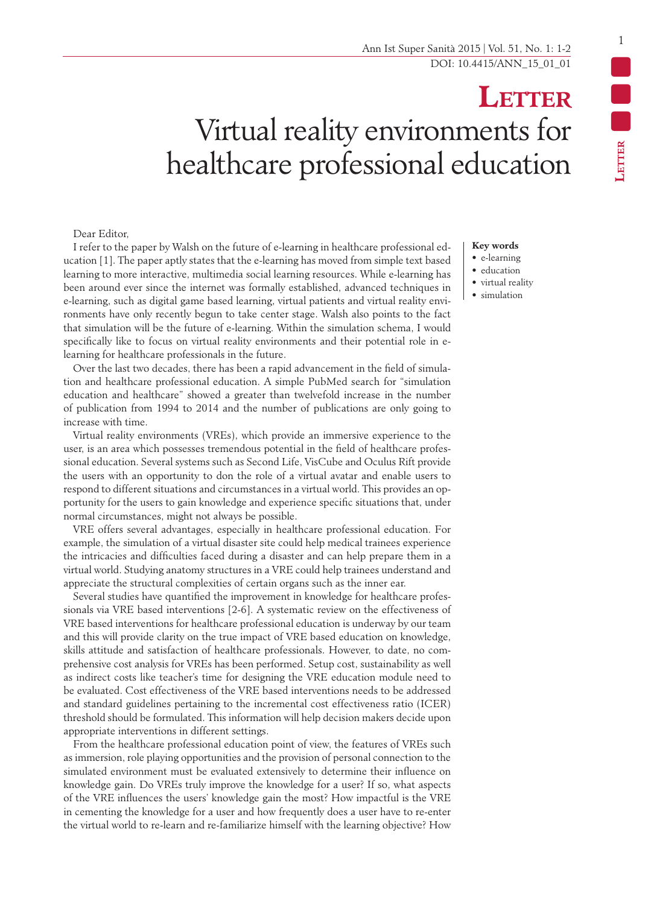# Letter

# Virtual reality environments for healthcare professional education

**Key words**
- e-learning
- education
- virtual reality
- simulation

Dear Editor,

I refer to the paper by Walsh on the future of e-learning in healthcare professional education [1]. The paper aptly states that the e-learning has moved from simple text based learning to more interactive, multimedia social learning resources. While e-learning has been around ever since the internet was formally established, advanced techniques in e-learning, such as digital game based learning, virtual patients and virtual reality environments have only recently begun to take center stage. Walsh also points to the fact that simulation will be the future of e-learning. Within the simulation schema, I would specifically like to focus on virtual reality environments and their potential role in e-learning for healthcare professionals in the future.

Over the last two decades, there has been a rapid advancement in the field of simulation and healthcare professional education. A simple PubMed search for "simulation education and healthcare" showed a greater than twelvefold increase in the number of publication from 1994 to 2014 and the number of publications are only going to increase with time.

Virtual reality environments (VREs), which provide an immersive experience to the user, is an area which possesses tremendous potential in the field of healthcare professional education. Several systems such as Second Life, VisCube and Oculus Rift provide the users with an opportunity to don the role of a virtual avatar and enable users to respond to different situations and circumstances in a virtual world. This provides an opportunity for the users to gain knowledge and experience specific situations that, under normal circumstances, might not always be possible.

VRE offers several advantages, especially in healthcare professional education. For example, the simulation of a virtual disaster site could help medical trainees experience the intricacies and difficulties faced during a disaster and can help prepare them in a virtual world. Studying anatomy structures in a VRE could help trainees understand and appreciate the structural complexities of certain organs such as the inner ear.

Several studies have quantified the improvement in knowledge for healthcare professionals via VRE based interventions [2-6]. A systematic review on the effectiveness of VRE based interventions for healthcare professional education is underway by our team and this will provide clarity on the true impact of VRE based education on knowledge, skills attitude and satisfaction of healthcare professionals. However, to date, no comprehensive cost analysis for VREs has been performed. Setup cost, sustainability as well as indirect costs like teacher's time for designing the VRE education module need to be evaluated. Cost effectiveness of the VRE based interventions needs to be addressed and standard guidelines pertaining to the incremental cost effectiveness ratio (ICER) threshold should be formulated. This information will help decision makers decide upon appropriate interventions in different settings.

From the healthcare professional education point of view, the features of VREs such as immersion, role playing opportunities and the provision of personal connection to the simulated environment must be evaluated extensively to determine their influence on knowledge gain. Do VREs truly improve the knowledge for a user? If so, what aspects of the VRE influences the users' knowledge gain the most? How impactful is the VRE in cementing the knowledge for a user and how frequently does a user have to re-enter the virtual world to re-learn and re-familiarize himself with the learning objective? How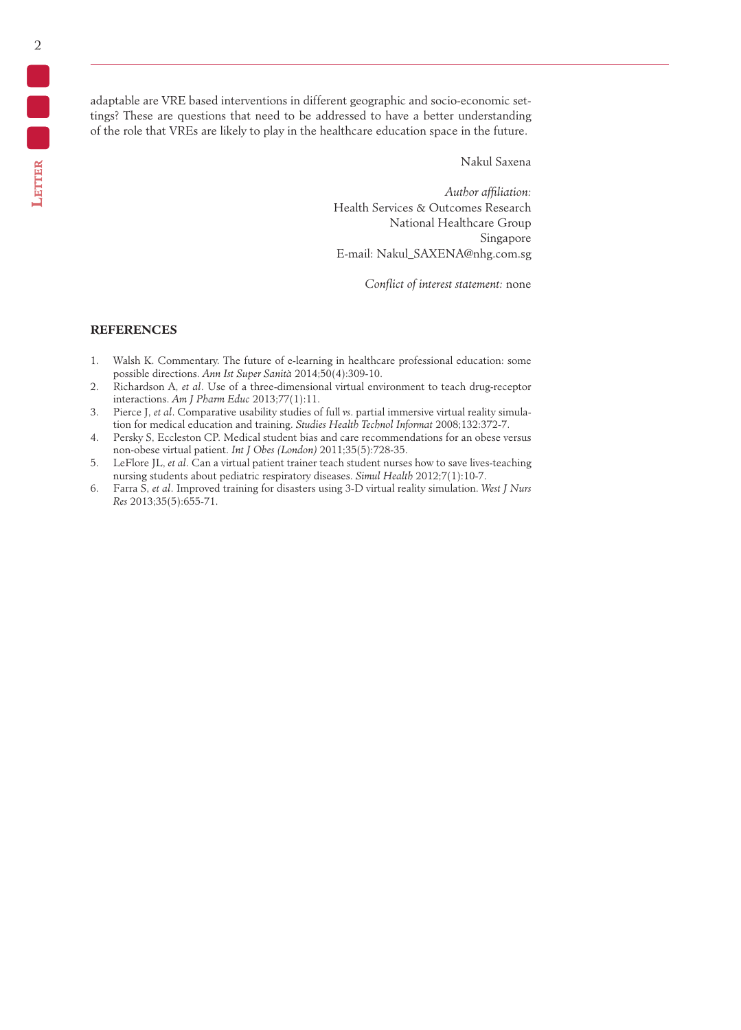adaptable are VRE based interventions in different geographic and socio-economic settings? These are questions that need to be addressed to have a better understanding of the role that VREs are likely to play in the healthcare education space in the future.

Nakul Saxena

*Author affiliation:*
Health Services & Outcomes Research
National Healthcare Group
Singapore
E-mail: Nakul_SAXENA@nhg.com.sg

*Conflict of interest statement:* none

## REFERENCES

1. Walsh K. Commentary. The future of e-learning in healthcare professional education: some possible directions. *Ann Ist Super Sanità* 2014;50(4):309-10.
2. Richardson A, *et al*. Use of a three-dimensional virtual environment to teach drug-receptor interactions. *Am J Pharm Educ* 2013;77(1):11.
3. Pierce J, *et al*. Comparative usability studies of full *vs*. partial immersive virtual reality simulation for medical education and training. *Studies Health Technol Informat* 2008;132:372-7.
4. Persky S, Eccleston CP. Medical student bias and care recommendations for an obese versus non-obese virtual patient. *Int J Obes (London)* 2011;35(5):728-35.
5. LeFlore JL, *et al*. Can a virtual patient trainer teach student nurses how to save lives-teaching nursing students about pediatric respiratory diseases. *Simul Health* 2012;7(1):10-7.
6. Farra S, *et al*. Improved training for disasters using 3-D virtual reality simulation. *West J Nurs Res* 2013;35(5):655-71.